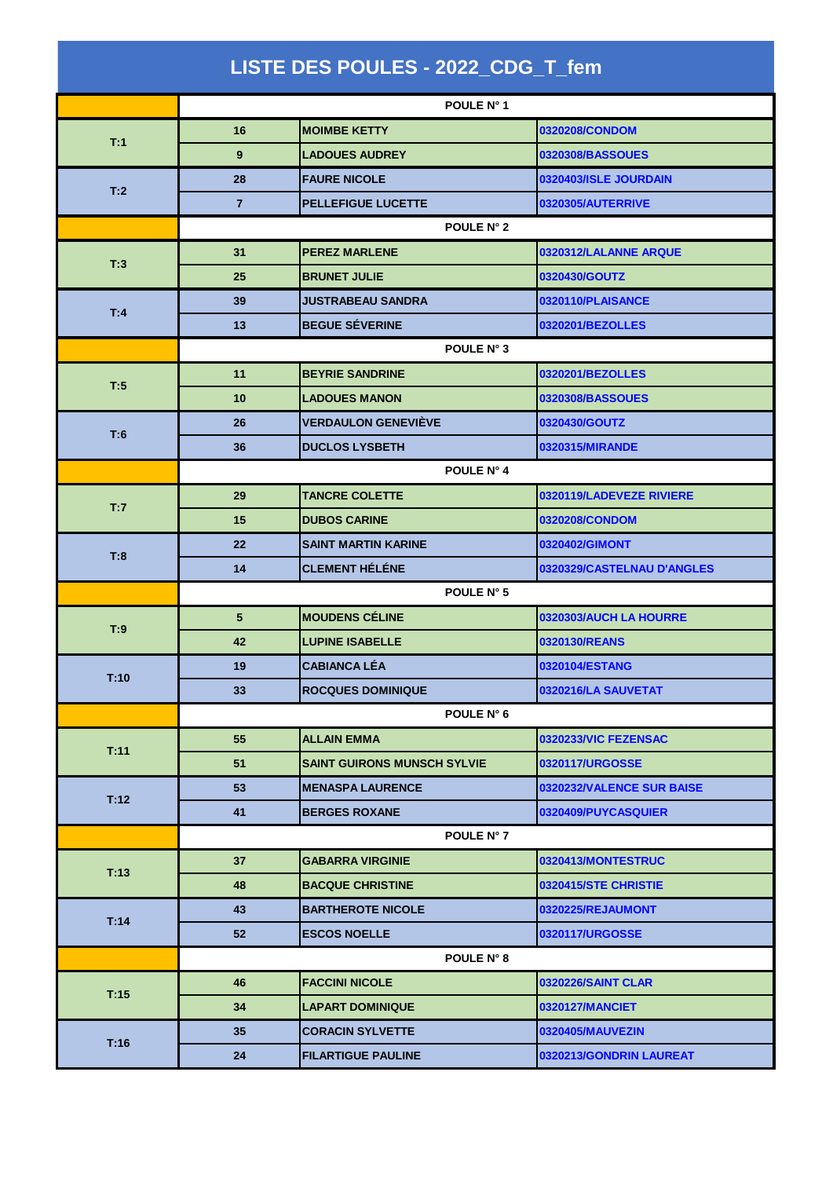# LISTE DES POULES - 2022_CDG_T_fem

| | POULE N° 1 | | |
|---|---|---|---|
| T:1 | 16 | MOIMBE KETTY | 0320208/CONDOM |
| | 9 | LADOUES AUDREY | 0320308/BASSOUES |
| T:2 | 28 | FAURE NICOLE | 0320403/ISLE JOURDAIN |
| | 7 | PELLEFIGUE LUCETTE | 0320305/AUTERRIVE |
| | POULE N° 2 | | |
| T:3 | 31 | PEREZ MARLENE | 0320312/LALANNE ARQUE |
| | 25 | BRUNET JULIE | 0320430/GOUTZ |
| T:4 | 39 | JUSTRABEAU SANDRA | 0320110/PLAISANCE |
| | 13 | BEGUE SÉVERINE | 0320201/BEZOLLES |
| | POULE N° 3 | | |
| T:5 | 11 | BEYRIE SANDRINE | 0320201/BEZOLLES |
| | 10 | LADOUES MANON | 0320308/BASSOUES |
| T:6 | 26 | VERDAULON GENEVIÈVE | 0320430/GOUTZ |
| | 36 | DUCLOS LYSBETH | 0320315/MIRANDE |
| | POULE N° 4 | | |
| T:7 | 29 | TANCRE COLETTE | 0320119/LADEVEZE RIVIERE |
| | 15 | DUBOS CARINE | 0320208/CONDOM |
| T:8 | 22 | SAINT MARTIN KARINE | 0320402/GIMONT |
| | 14 | CLEMENT HÉLÉNE | 0320329/CASTELNAU D'ANGLES |
| | POULE N° 5 | | |
| T:9 | 5 | MOUDENS CÉLINE | 0320303/AUCH LA HOURRE |
| | 42 | LUPINE ISABELLE | 0320130/REANS |
| T:10 | 19 | CABIANCA LÉA | 0320104/ESTANG |
| | 33 | ROCQUES DOMINIQUE | 0320216/LA SAUVETAT |
| | POULE N° 6 | | |
| T:11 | 55 | ALLAIN EMMA | 0320233/VIC FEZENSAC |
| | 51 | SAINT GUIRONS MUNSCH SYLVIE | 0320117/URGOSSE |
| T:12 | 53 | MENASPA LAURENCE | 0320232/VALENCE SUR BAISE |
| | 41 | BERGES ROXANE | 0320409/PUYCASQUIER |
| | POULE N° 7 | | |
| T:13 | 37 | GABARRA VIRGINIE | 0320413/MONTESTRUC |
| | 48 | BACQUE CHRISTINE | 0320415/STE CHRISTIE |
| T:14 | 43 | BARTHEROTE NICOLE | 0320225/REJAUMONT |
| | 52 | ESCOS NOELLE | 0320117/URGOSSE |
| | POULE N° 8 | | |
| T:15 | 46 | FACCINI NICOLE | 0320226/SAINT CLAR |
| | 34 | LAPART DOMINIQUE | 0320127/MANCIET |
| T:16 | 35 | CORACIN SYLVETTE | 0320405/MAUVEZIN |
| | 24 | FILARTIGUE PAULINE | 0320213/GONDRIN LAUREAT |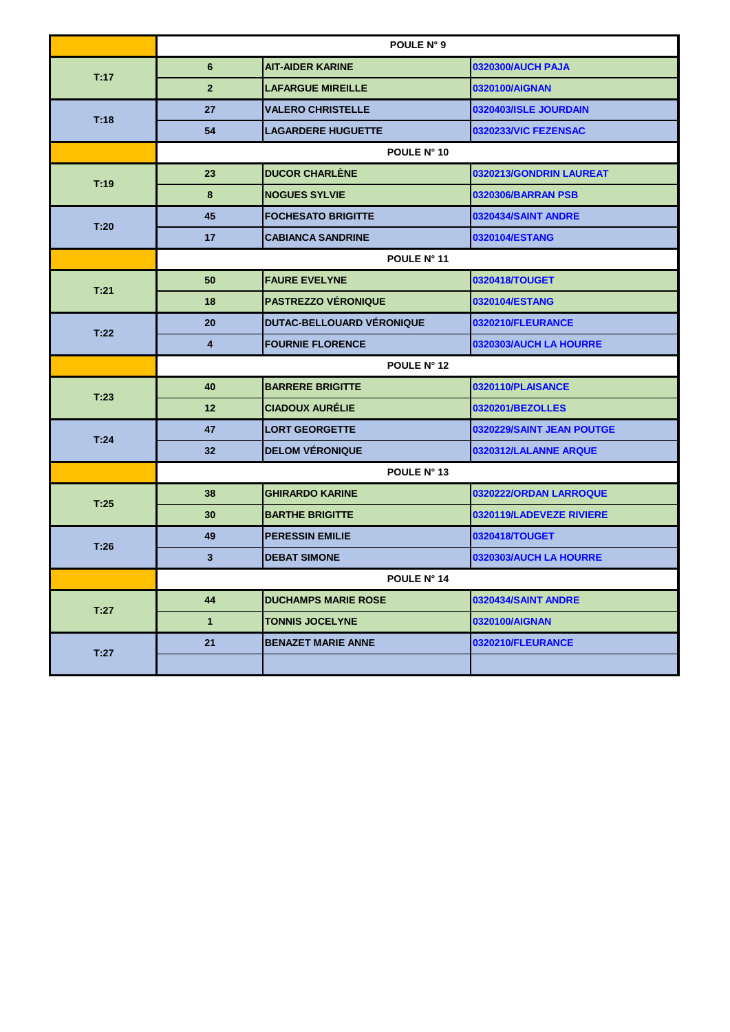| | | | |
|---|---|---|---|
| | POULE N° 9 | | |
| T:17 | 6 | AIT-AIDER KARINE | 0320300/AUCH PAJA |
| | 2 | LAFARGUE MIREILLE | 0320100/AIGNAN |
| T:18 | 27 | VALERO CHRISTELLE | 0320403/ISLE JOURDAIN |
| | 54 | LAGARDERE HUGUETTE | 0320233/VIC FEZENSAC |
| | POULE N° 10 | | |
| T:19 | 23 | DUCOR CHARLÈNE | 0320213/GONDRIN LAUREAT |
| | 8 | NOGUES SYLVIE | 0320306/BARRAN PSB |
| T:20 | 45 | FOCHESATO BRIGITTE | 0320434/SAINT ANDRE |
| | 17 | CABIANCA SANDRINE | 0320104/ESTANG |
| | POULE N° 11 | | |
| T:21 | 50 | FAURE EVELYNE | 0320418/TOUGET |
| | 18 | PASTREZZO VÉRONIQUE | 0320104/ESTANG |
| T:22 | 20 | DUTAC-BELLOUARD VÉRONIQUE | 0320210/FLEURANCE |
| | 4 | FOURNIE FLORENCE | 0320303/AUCH LA HOURRE |
| | POULE N° 12 | | |
| T:23 | 40 | BARRERE BRIGITTE | 0320110/PLAISANCE |
| | 12 | CIADOUX AURÉLIE | 0320201/BEZOLLES |
| T:24 | 47 | LORT GEORGETTE | 0320229/SAINT JEAN POUTGE |
| | 32 | DELOM VÉRONIQUE | 0320312/LALANNE ARQUE |
| | POULE N° 13 | | |
| T:25 | 38 | GHIRARDO KARINE | 0320222/ORDAN LARROQUE |
| | 30 | BARTHE BRIGITTE | 0320119/LADEVEZE RIVIERE |
| T:26 | 49 | PERESSIN EMILIE | 0320418/TOUGET |
| | 3 | DEBAT SIMONE | 0320303/AUCH LA HOURRE |
| | POULE N° 14 | | |
| T:27 | 44 | DUCHAMPS MARIE ROSE | 0320434/SAINT ANDRE |
| | 1 | TONNIS JOCELYNE | 0320100/AIGNAN |
| T:27 | 21 | BENAZET MARIE ANNE | 0320210/FLEURANCE |
| | | | |